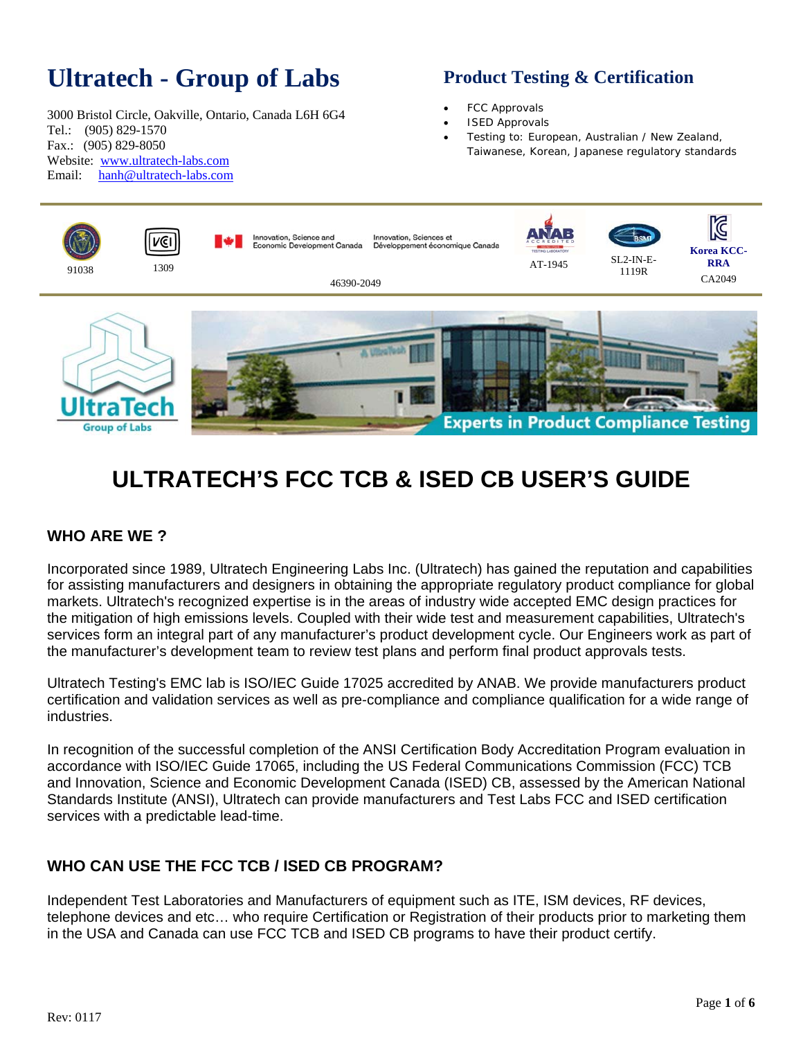# Ultratech - Group of Labs

3000 Bristol Circle, Oakville, Ontario, Canada L6H 6G4
Tel.: (905) 829-1570
Fax.: (905) 829-8050
Website: www.ultratech-labs.com
Email: hanh@ultratech-labs.com

## Product Testing & Certification

- FCC Approvals
- ISED Approvals
- Testing to: European, Australian / New Zealand, Taiwanese, Korean, Japanese regulatory standards

91038 | 1309 | Innovation, Science and Economic Development Canada / Innovation, Sciences et Développement économique Canada 46390-2049 | AT-1945 | SL2-IN-E-1119R | Korea KCC-RRA CA2049

UltraTech Group of Labs

Experts in Product Compliance Testing

# ULTRATECH'S FCC TCB & ISED CB USER'S GUIDE

## WHO ARE WE ?

Incorporated since 1989, Ultratech Engineering Labs Inc. (Ultratech) has gained the reputation and capabilities for assisting manufacturers and designers in obtaining the appropriate regulatory product compliance for global markets. Ultratech's recognized expertise is in the areas of industry wide accepted EMC design practices for the mitigation of high emissions levels. Coupled with their wide test and measurement capabilities, Ultratech's services form an integral part of any manufacturer's product development cycle. Our Engineers work as part of the manufacturer's development team to review test plans and perform final product approvals tests.

Ultratech Testing's EMC lab is ISO/IEC Guide 17025 accredited by ANAB. We provide manufacturers product certification and validation services as well as pre-compliance and compliance qualification for a wide range of industries.

In recognition of the successful completion of the ANSI Certification Body Accreditation Program evaluation in accordance with ISO/IEC Guide 17065, including the US Federal Communications Commission (FCC) TCB and Innovation, Science and Economic Development Canada (ISED) CB, assessed by the American National Standards Institute (ANSI), Ultratech can provide manufacturers and Test Labs FCC and ISED certification services with a predictable lead-time.

## WHO CAN USE THE FCC TCB / ISED CB PROGRAM?

Independent Test Laboratories and Manufacturers of equipment such as ITE, ISM devices, RF devices, telephone devices and etc… who require Certification or Registration of their products prior to marketing them in the USA and Canada can use FCC TCB and ISED CB programs to have their product certify.

Rev: 0117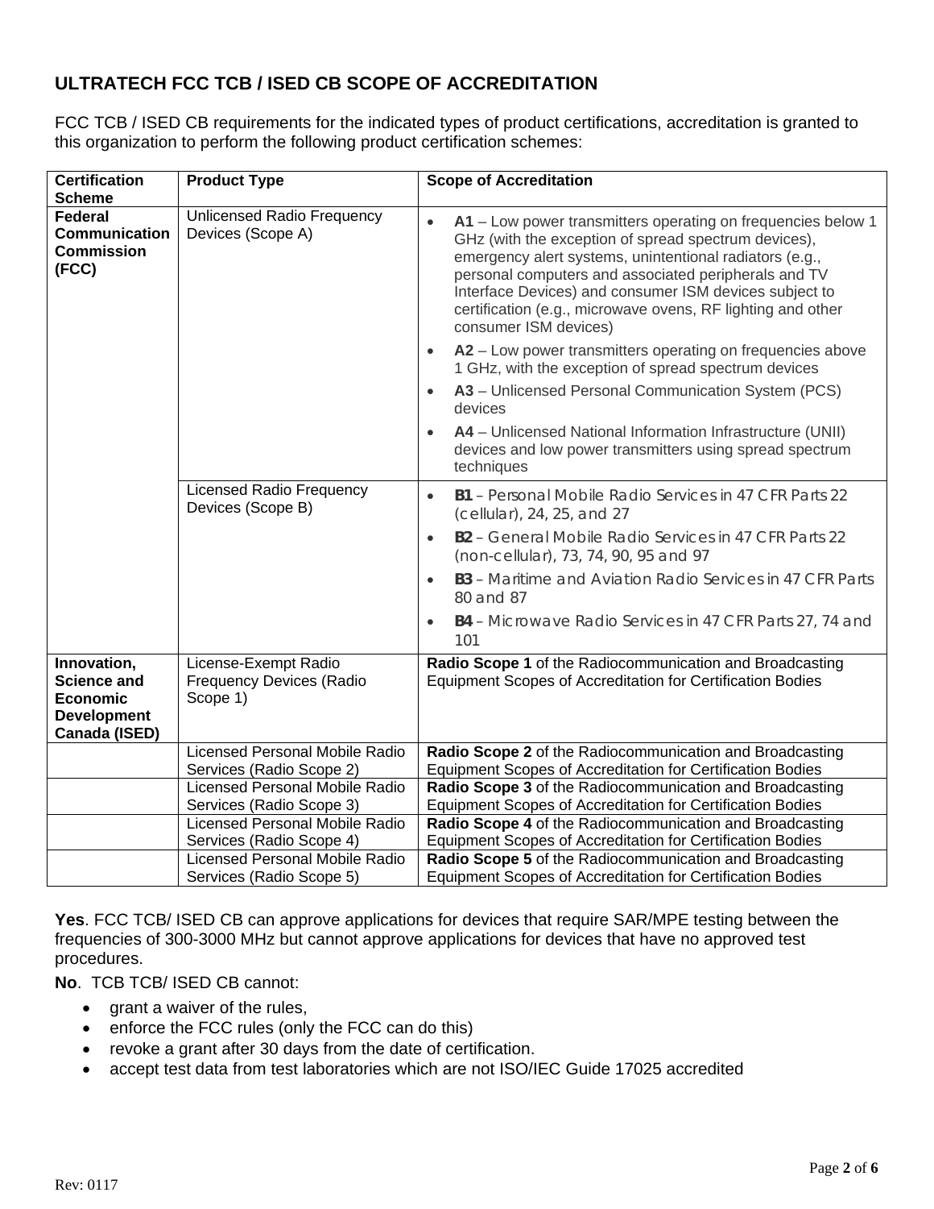## ULTRATECH FCC TCB / ISED CB SCOPE OF ACCREDITATION

FCC TCB / ISED CB requirements for the indicated types of product certifications, accreditation is granted to this organization to perform the following product certification schemes:

| Certification Scheme | Product Type | Scope of Accreditation |
|---|---|---|
| **Federal Communication Commission (FCC)** | Unlicensed Radio Frequency Devices (Scope A) | • **A1** – Low power transmitters operating on frequencies below 1 GHz (with the exception of spread spectrum devices), emergency alert systems, unintentional radiators (e.g., personal computers and associated peripherals and TV Interface Devices) and consumer ISM devices subject to certification (e.g., microwave ovens, RF lighting and other consumer ISM devices)<br>• **A2** – Low power transmitters operating on frequencies above 1 GHz, with the exception of spread spectrum devices<br>• **A3** – Unlicensed Personal Communication System (PCS) devices<br>• **A4** – Unlicensed National Information Infrastructure (UNII) devices and low power transmitters using spread spectrum techniques |
| | Licensed Radio Frequency Devices (Scope B) | • **B1** – Personal Mobile Radio Services in 47 CFR Parts 22 (cellular), 24, 25, and 27<br>• **B2** – General Mobile Radio Services in 47 CFR Parts 22 (non-cellular), 73, 74, 90, 95 and 97<br>• **B3** – Maritime and Aviation Radio Services in 47 CFR Parts 80 and 87<br>• **B4** – Microwave Radio Services in 47 CFR Parts 27, 74 and 101 |
| **Innovation, Science and Economic Development Canada (ISED)** | License-Exempt Radio Frequency Devices (Radio Scope 1) | **Radio Scope 1** of the Radiocommunication and Broadcasting Equipment Scopes of Accreditation for Certification Bodies |
| | Licensed Personal Mobile Radio Services (Radio Scope 2) | **Radio Scope 2** of the Radiocommunication and Broadcasting Equipment Scopes of Accreditation for Certification Bodies |
| | Licensed Personal Mobile Radio Services (Radio Scope 3) | **Radio Scope 3** of the Radiocommunication and Broadcasting Equipment Scopes of Accreditation for Certification Bodies |
| | Licensed Personal Mobile Radio Services (Radio Scope 4) | **Radio Scope 4** of the Radiocommunication and Broadcasting Equipment Scopes of Accreditation for Certification Bodies |
| | Licensed Personal Mobile Radio Services (Radio Scope 5) | **Radio Scope 5** of the Radiocommunication and Broadcasting Equipment Scopes of Accreditation for Certification Bodies |

**Yes**. FCC TCB/ ISED CB can approve applications for devices that require SAR/MPE testing between the frequencies of 300-3000 MHz but cannot approve applications for devices that have no approved test procedures.

**No**. TCB TCB/ ISED CB cannot:

- grant a waiver of the rules,
- enforce the FCC rules (only the FCC can do this)
- revoke a grant after 30 days from the date of certification.
- accept test data from test laboratories which are not ISO/IEC Guide 17025 accredited

Rev: 0117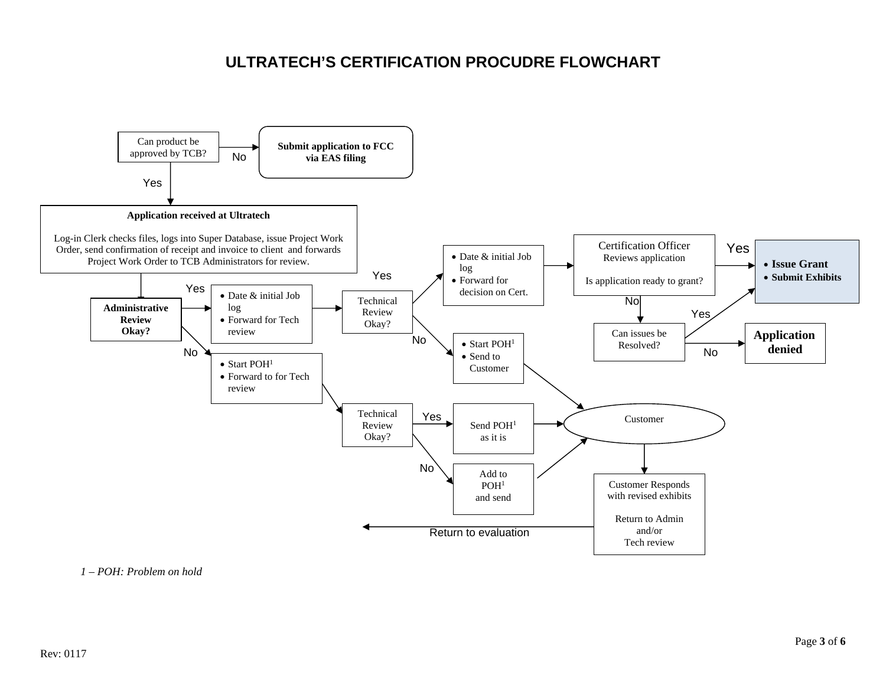# ULTRATECH'S CERTIFICATION PROCUDRE FLOWCHART

Can product be approved by TCB?

- No → **Submit application to FCC via EAS filing**
- Yes → **Application received at Ultratech**

**Application received at Ultratech**

Log-in Clerk checks files, logs into Super Database, issue Project Work Order, send confirmation of receipt and invoice to client and forwards Project Work Order to TCB Administrators for review.

**Administrative Review Okay?**

- Yes →
  - Date & initial Job log
  - Forward for Tech review

  → Technical Review Okay?
  - Yes →
    - Date & initial Job log
    - Forward for decision on Cert.

    → Certification Officer Reviews application

    Is application ready to grant?
    - Yes →
      - **Issue Grant**
      - **Submit Exhibits**
    - No → Can issues be Resolved?
      - Yes → **Issue Grant / Submit Exhibits**
      - No → **Application denied**
  - No →
    - Start POH[1]
    - Send to Customer

    → Customer
- No →
  - Start POH[1]
  - Forward to for Tech review

  → Technical Review Okay?
  - Yes → Send POH[1] as it is → Customer
  - No → Add to POH[1] and send → Customer

Customer → Customer Responds with revised exhibits

Return to Admin and/or Tech review

→ Return to evaluation

*1 – POH: Problem on hold*

Rev: 0117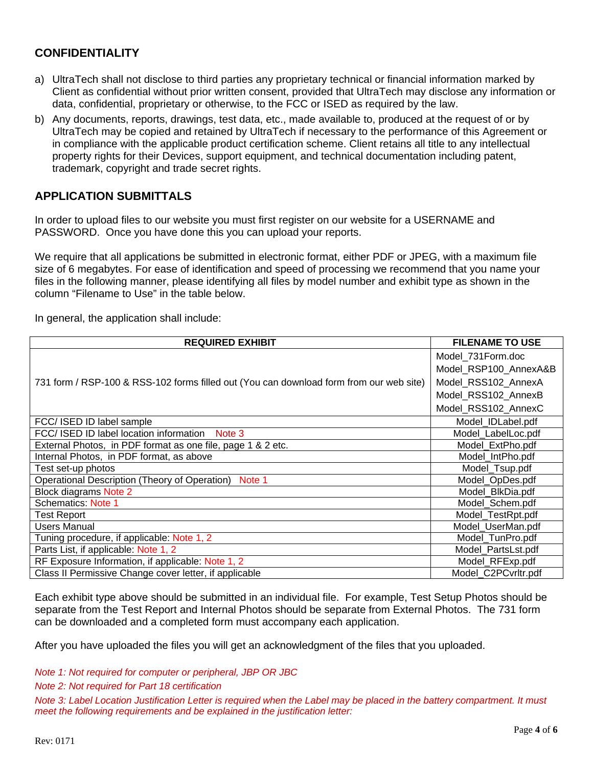## CONFIDENTIALITY

a) UltraTech shall not disclose to third parties any proprietary technical or financial information marked by Client as confidential without prior written consent, provided that UltraTech may disclose any information or data, confidential, proprietary or otherwise, to the FCC or ISED as required by the law.

b) Any documents, reports, drawings, test data, etc., made available to, produced at the request of or by UltraTech may be copied and retained by UltraTech if necessary to the performance of this Agreement or in compliance with the applicable product certification scheme. Client retains all title to any intellectual property rights for their Devices, support equipment, and technical documentation including patent, trademark, copyright and trade secret rights.

## APPLICATION SUBMITTALS

In order to upload files to our website you must first register on our website for a USERNAME and PASSWORD. Once you have done this you can upload your reports.

We require that all applications be submitted in electronic format, either PDF or JPEG, with a maximum file size of 6 megabytes. For ease of identification and speed of processing we recommend that you name your files in the following manner, please identifying all files by model number and exhibit type as shown in the column "Filename to Use" in the table below.

In general, the application shall include:

| REQUIRED EXHIBIT | FILENAME TO USE |
|---|---|
| 731 form / RSP-100 & RSS-102 forms filled out (You can download form from our web site) | Model_731Form.doc<br>Model_RSP100_AnnexA&B<br>Model_RSS102_AnnexA<br>Model_RSS102_AnnexB<br>Model_RSS102_AnnexC |
| FCC/ ISED ID label sample | Model_IDLabel.pdf |
| FCC/ ISED ID label location information Note 3 | Model_LabelLoc.pdf |
| External Photos, in PDF format as one file, page 1 & 2 etc. | Model_ExtPho.pdf |
| Internal Photos, in PDF format, as above | Model_IntPho.pdf |
| Test set-up photos | Model_Tsup.pdf |
| Operational Description (Theory of Operation) Note 1 | Model_OpDes.pdf |
| Block diagrams Note 2 | Model_BlkDia.pdf |
| Schematics: Note 1 | Model_Schem.pdf |
| Test Report | Model_TestRpt.pdf |
| Users Manual | Model_UserMan.pdf |
| Tuning procedure, if applicable: Note 1, 2 | Model_TunPro.pdf |
| Parts List, if applicable: Note 1, 2 | Model_PartsLst.pdf |
| RF Exposure Information, if applicable: Note 1, 2 | Model_RFExp.pdf |
| Class II Permissive Change cover letter, if applicable | Model_C2PCvrltr.pdf |

Each exhibit type above should be submitted in an individual file. For example, Test Setup Photos should be separate from the Test Report and Internal Photos should be separate from External Photos. The 731 form can be downloaded and a completed form must accompany each application.

After you have uploaded the files you will get an acknowledgment of the files that you uploaded.

*Note 1: Not required for computer or peripheral, JBP OR JBC*

*Note 2: Not required for Part 18 certification*

*Note 3: Label Location Justification Letter is required when the Label may be placed in the battery compartment. It must meet the following requirements and be explained in the justification letter:*

Rev: 0171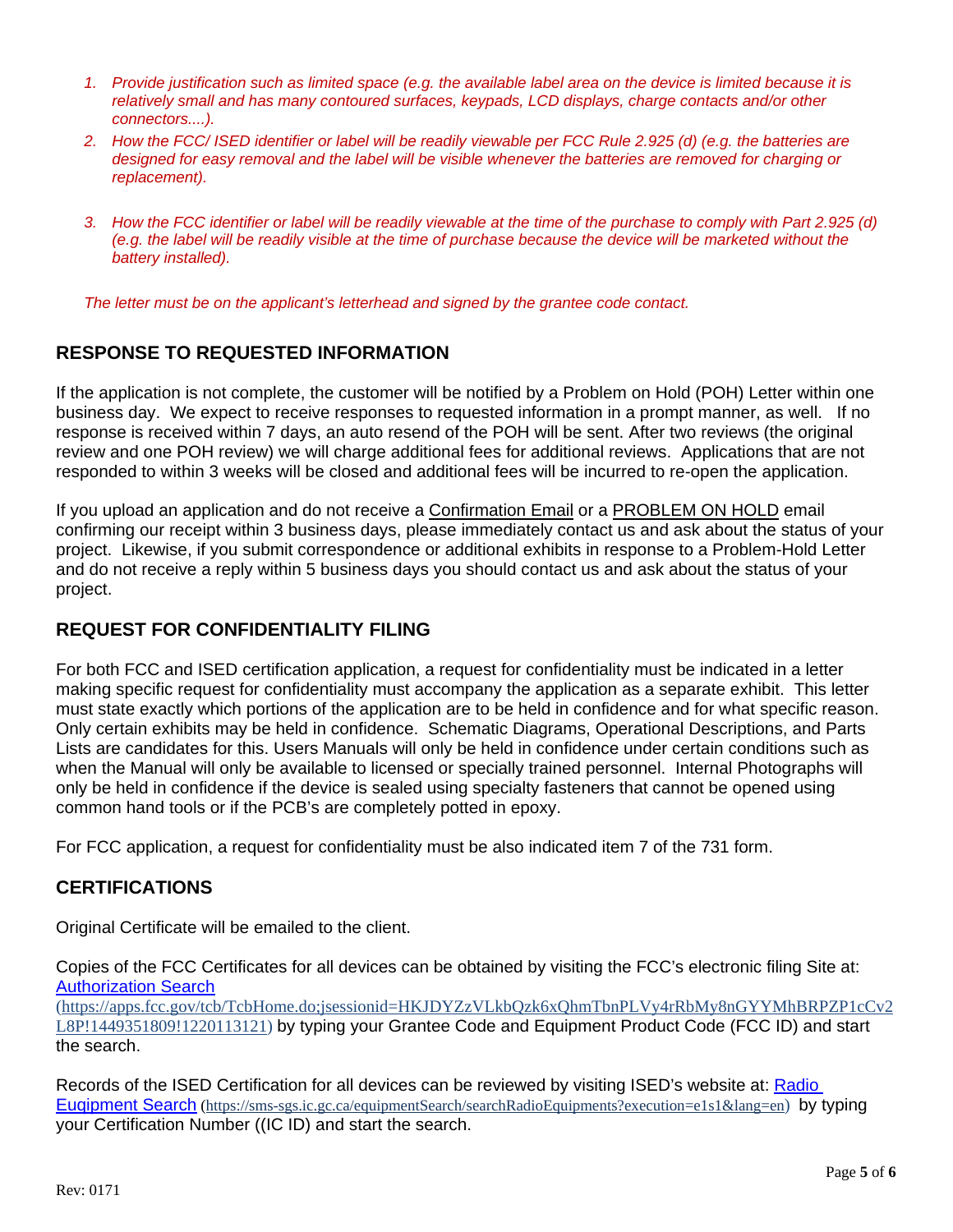1. *Provide justification such as limited space (e.g. the available label area on the device is limited because it is relatively small and has many contoured surfaces, keypads, LCD displays, charge contacts and/or other connectors....).*
2. *How the FCC/ ISED identifier or label will be readily viewable per FCC Rule 2.925 (d) (e.g. the batteries are designed for easy removal and the label will be visible whenever the batteries are removed for charging or replacement).*
3. *How the FCC identifier or label will be readily viewable at the time of the purchase to comply with Part 2.925 (d) (e.g. the label will be readily visible at the time of purchase because the device will be marketed without the battery installed).*

*The letter must be on the applicant's letterhead and signed by the grantee code contact.*

## RESPONSE TO REQUESTED INFORMATION

If the application is not complete, the customer will be notified by a Problem on Hold (POH) Letter within one business day. We expect to receive responses to requested information in a prompt manner, as well. If no response is received within 7 days, an auto resend of the POH will be sent. After two reviews (the original review and one POH review) we will charge additional fees for additional reviews. Applications that are not responded to within 3 weeks will be closed and additional fees will be incurred to re-open the application.

If you upload an application and do not receive a Confirmation Email or a PROBLEM ON HOLD email confirming our receipt within 3 business days, please immediately contact us and ask about the status of your project. Likewise, if you submit correspondence or additional exhibits in response to a Problem-Hold Letter and do not receive a reply within 5 business days you should contact us and ask about the status of your project.

## REQUEST FOR CONFIDENTIALITY FILING

For both FCC and ISED certification application, a request for confidentiality must be indicated in a letter making specific request for confidentiality must accompany the application as a separate exhibit. This letter must state exactly which portions of the application are to be held in confidence and for what specific reason. Only certain exhibits may be held in confidence. Schematic Diagrams, Operational Descriptions, and Parts Lists are candidates for this. Users Manuals will only be held in confidence under certain conditions such as when the Manual will only be available to licensed or specially trained personnel. Internal Photographs will only be held in confidence if the device is sealed using specialty fasteners that cannot be opened using common hand tools or if the PCB's are completely potted in epoxy.

For FCC application, a request for confidentiality must be also indicated item 7 of the 731 form.

## CERTIFICATIONS

Original Certificate will be emailed to the client.

Copies of the FCC Certificates for all devices can be obtained by visiting the FCC's electronic filing Site at: [Authorization Search](https://apps.fcc.gov/tcb/TcbHome.do;jsessionid=HKJDYZzVLkbQzk6xQhmTbnPLVy4rRbMy8nGYYMhBRPZP1cCv2L8P!1449351809!1220113121) (https://apps.fcc.gov/tcb/TcbHome.do;jsessionid=HKJDYZzVLkbQzk6xQhmTbnPLVy4rRbMy8nGYYMhBRPZP1cCv2L8P!1449351809!1220113121) by typing your Grantee Code and Equipment Product Code (FCC ID) and start the search.

Records of the ISED Certification for all devices can be reviewed by visiting ISED's website at: [Radio Euqipment Search](https://sms-sgs.ic.gc.ca/equipmentSearch/searchRadioEquipments?execution=e1s1&lang=en) (https://sms-sgs.ic.gc.ca/equipmentSearch/searchRadioEquipments?execution=e1s1&lang=en) by typing your Certification Number ((IC ID) and start the search.

Rev: 0171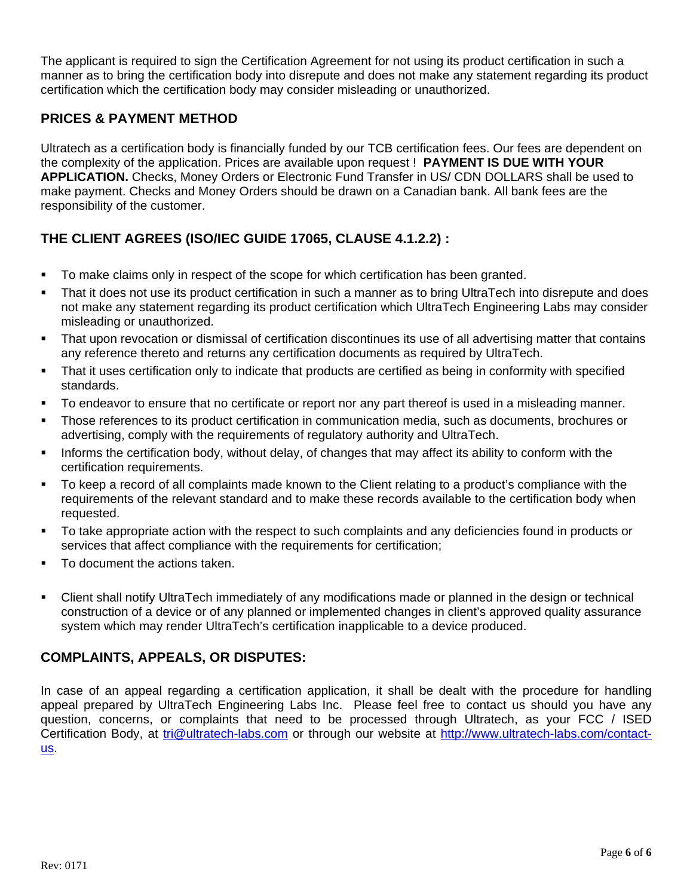The applicant is required to sign the Certification Agreement for not using its product certification in such a manner as to bring the certification body into disrepute and does not make any statement regarding its product certification which the certification body may consider misleading or unauthorized.

## PRICES & PAYMENT METHOD

Ultratech as a certification body is financially funded by our TCB certification fees. Our fees are dependent on the complexity of the application. Prices are available upon request ! **PAYMENT IS DUE WITH YOUR APPLICATION.** Checks, Money Orders or Electronic Fund Transfer in US/ CDN DOLLARS shall be used to make payment. Checks and Money Orders should be drawn on a Canadian bank. All bank fees are the responsibility of the customer.

## THE CLIENT AGREES (ISO/IEC GUIDE 17065, CLAUSE 4.1.2.2) :

- To make claims only in respect of the scope for which certification has been granted.
- That it does not use its product certification in such a manner as to bring UltraTech into disrepute and does not make any statement regarding its product certification which UltraTech Engineering Labs may consider misleading or unauthorized.
- That upon revocation or dismissal of certification discontinues its use of all advertising matter that contains any reference thereto and returns any certification documents as required by UltraTech.
- That it uses certification only to indicate that products are certified as being in conformity with specified standards.
- To endeavor to ensure that no certificate or report nor any part thereof is used in a misleading manner.
- Those references to its product certification in communication media, such as documents, brochures or advertising, comply with the requirements of regulatory authority and UltraTech.
- Informs the certification body, without delay, of changes that may affect its ability to conform with the certification requirements.
- To keep a record of all complaints made known to the Client relating to a product's compliance with the requirements of the relevant standard and to make these records available to the certification body when requested.
- To take appropriate action with the respect to such complaints and any deficiencies found in products or services that affect compliance with the requirements for certification;
- To document the actions taken.

- Client shall notify UltraTech immediately of any modifications made or planned in the design or technical construction of a device or of any planned or implemented changes in client's approved quality assurance system which may render UltraTech's certification inapplicable to a device produced.

## COMPLAINTS, APPEALS, OR DISPUTES:

In case of an appeal regarding a certification application, it shall be dealt with the procedure for handling appeal prepared by UltraTech Engineering Labs Inc. Please feel free to contact us should you have any question, concerns, or complaints that need to be processed through Ultratech, as your FCC / ISED Certification Body, at [tri@ultratech-labs.com](mailto:tri@ultratech-labs.com) or through our website at [http://www.ultratech-labs.com/contact-us](http://www.ultratech-labs.com/contact-us).

Rev: 0171